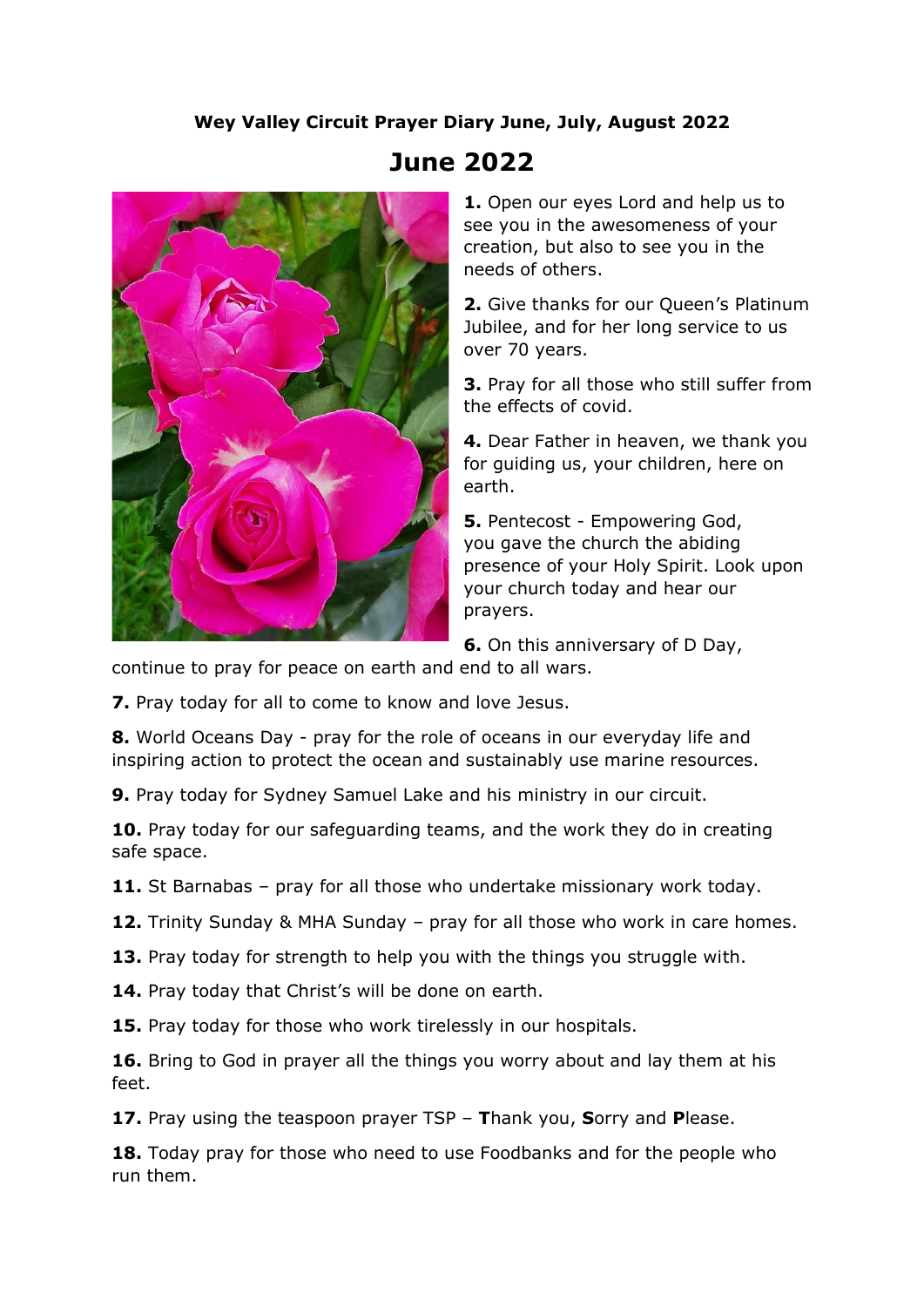**Wey Valley Circuit Prayer Diary June, July, August 2022**

# June 2022

**1.** Open our eyes Lord and help us to see you in the awesomeness of your creation, but also to see you in the needs of others.

**2.** Give thanks for our Queen's Platinum Jubilee, and for her long service to us over 70 years.

**3.** Pray for all those who still suffer from the effects of covid.

**4.** Dear Father in heaven, we thank you for guiding us, your children, here on earth.

**5.** Pentecost - Empowering God, you gave the church the abiding presence of your Holy Spirit. Look upon your church today and hear our prayers.

**6.** On this anniversary of D Day, continue to pray for peace on earth and end to all wars.

**7.** Pray today for all to come to know and love Jesus.

**8.** World Oceans Day - pray for the role of oceans in our everyday life and inspiring action to protect the ocean and sustainably use marine resources.

**9.** Pray today for Sydney Samuel Lake and his ministry in our circuit.

**10.** Pray today for our safeguarding teams, and the work they do in creating safe space.

**11.** St Barnabas – pray for all those who undertake missionary work today.

**12.** Trinity Sunday & MHA Sunday – pray for all those who work in care homes.

**13.** Pray today for strength to help you with the things you struggle with.

**14.** Pray today that Christ's will be done on earth.

**15.** Pray today for those who work tirelessly in our hospitals.

**16.** Bring to God in prayer all the things you worry about and lay them at his feet.

**17.** Pray using the teaspoon prayer TSP – **T**hank you, **S**orry and **P**lease.

**18.** Today pray for those who need to use Foodbanks and for the people who run them.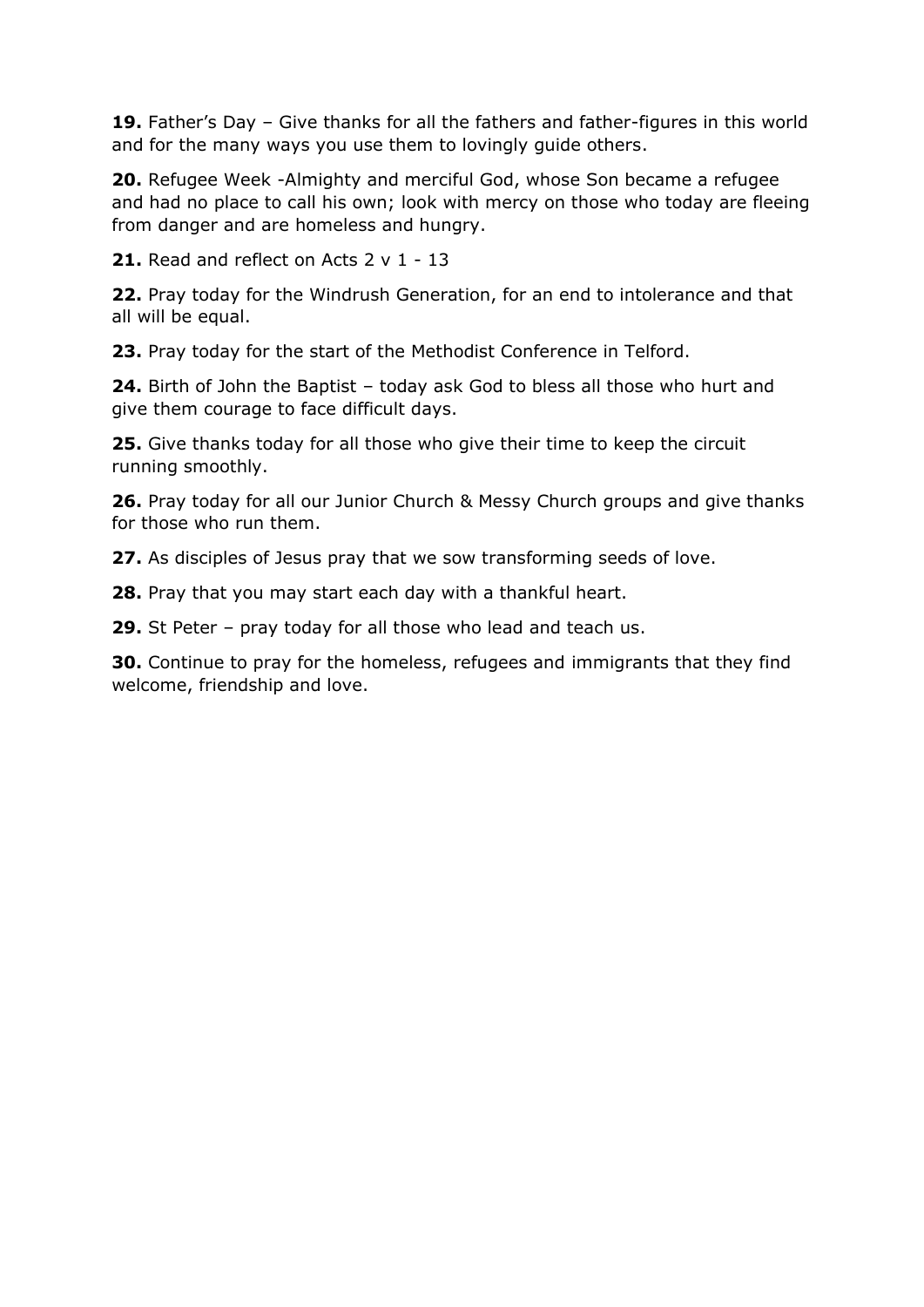**19.** Father's Day – Give thanks for all the fathers and father-figures in this world and for the many ways you use them to lovingly guide others.

**20.** Refugee Week -Almighty and merciful God, whose Son became a refugee and had no place to call his own; look with mercy on those who today are fleeing from danger and are homeless and hungry.

**21.** Read and reflect on Acts 2 v 1 - 13

**22.** Pray today for the Windrush Generation, for an end to intolerance and that all will be equal.

**23.** Pray today for the start of the Methodist Conference in Telford.

**24.** Birth of John the Baptist – today ask God to bless all those who hurt and give them courage to face difficult days.

**25.** Give thanks today for all those who give their time to keep the circuit running smoothly.

**26.** Pray today for all our Junior Church & Messy Church groups and give thanks for those who run them.

**27.** As disciples of Jesus pray that we sow transforming seeds of love.

**28.** Pray that you may start each day with a thankful heart.

**29.** St Peter – pray today for all those who lead and teach us.

**30.** Continue to pray for the homeless, refugees and immigrants that they find welcome, friendship and love.